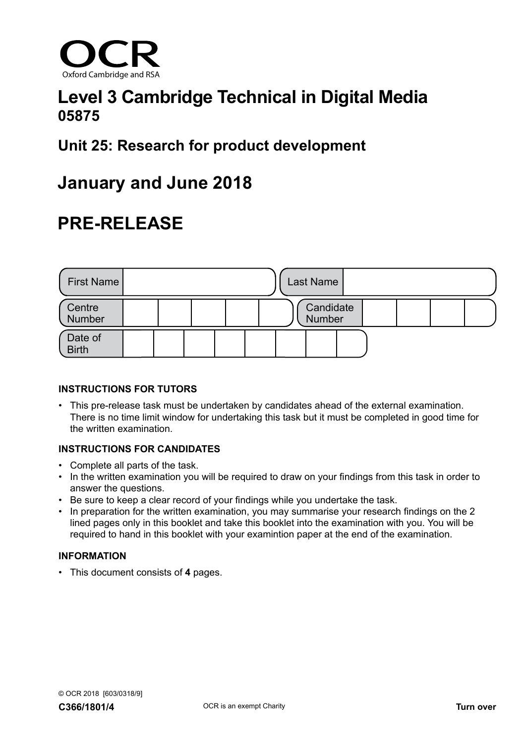OCR

Oxford Cambridge and RSA

# Level 3 Cambridge Technical in Digital Media
**05875**

## Unit 25: Research for product development

## January and June 2018

## PRE-RELEASE

| First Name | | Last Name | |
|---|---|---|---|
| Centre Number | | Candidate Number | |
| Date of Birth | | | |

**INSTRUCTIONS FOR TUTORS**

- This pre-release task must be undertaken by candidates ahead of the external examination. There is no time limit window for undertaking this task but it must be completed in good time for the written examination.

**INSTRUCTIONS FOR CANDIDATES**

- Complete all parts of the task.
- In the written examination you will be required to draw on your findings from this task in order to answer the questions.
- Be sure to keep a clear record of your findings while you undertake the task.
- In preparation for the written examination, you may summarise your research findings on the 2 lined pages only in this booklet and take this booklet into the examination with you. You will be required to hand in this booklet with your examintion paper at the end of the examination.

**INFORMATION**

- This document consists of **4** pages.

© OCR 2018 [603/0318/9]

**C366/1801/4**

OCR is an exempt Charity

**Turn over**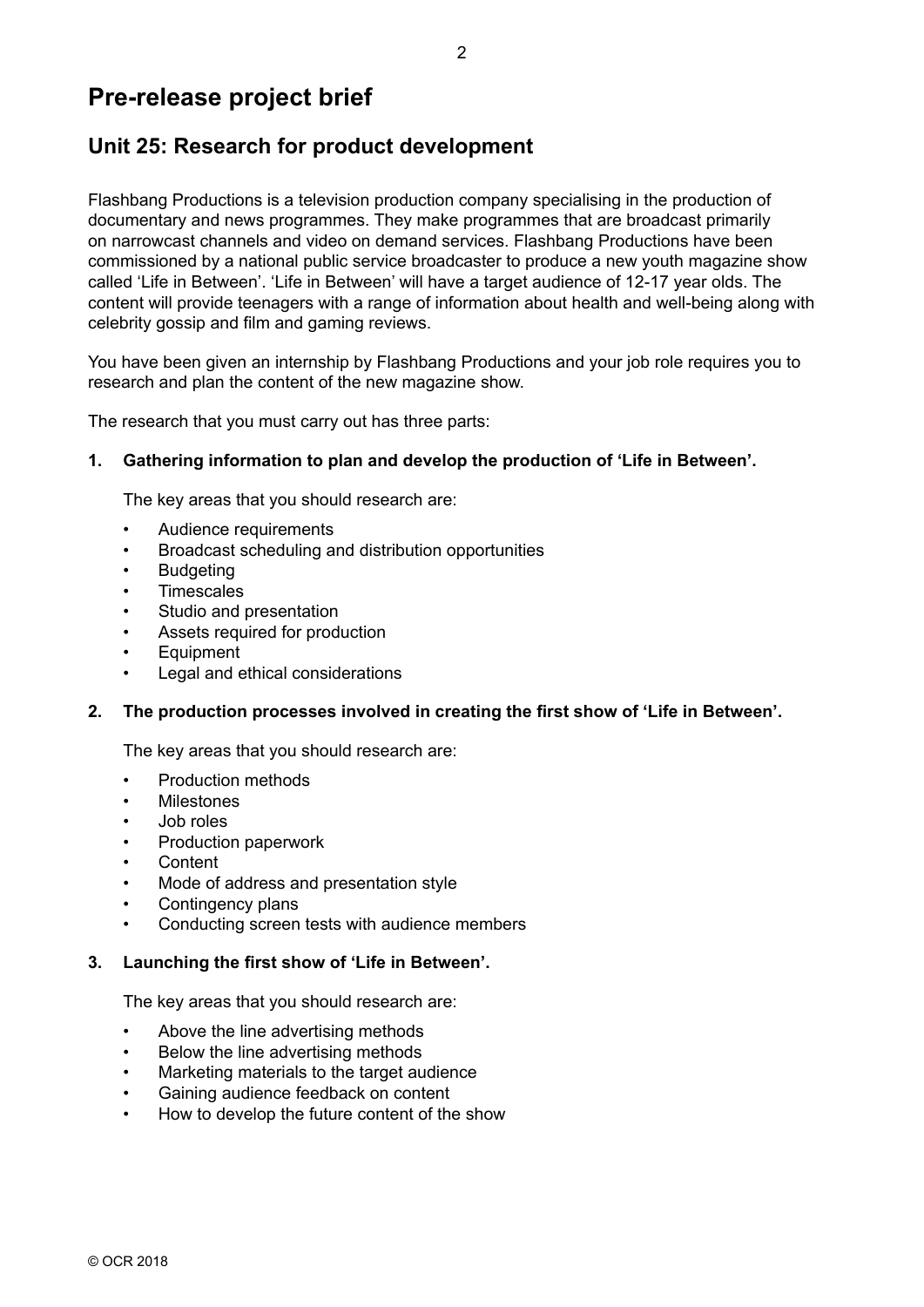# Pre-release project brief

## Unit 25: Research for product development

Flashbang Productions is a television production company specialising in the production of documentary and news programmes. They make programmes that are broadcast primarily on narrowcast channels and video on demand services. Flashbang Productions have been commissioned by a national public service broadcaster to produce a new youth magazine show called 'Life in Between'. 'Life in Between' will have a target audience of 12-17 year olds. The content will provide teenagers with a range of information about health and well-being along with celebrity gossip and film and gaming reviews.

You have been given an internship by Flashbang Productions and your job role requires you to research and plan the content of the new magazine show.

The research that you must carry out has three parts:

**1. Gathering information to plan and develop the production of 'Life in Between'.**

The key areas that you should research are:

- Audience requirements
- Broadcast scheduling and distribution opportunities
- Budgeting
- Timescales
- Studio and presentation
- Assets required for production
- Equipment
- Legal and ethical considerations

**2. The production processes involved in creating the first show of 'Life in Between'.**

The key areas that you should research are:

- Production methods
- Milestones
- Job roles
- Production paperwork
- Content
- Mode of address and presentation style
- Contingency plans
- Conducting screen tests with audience members

**3. Launching the first show of 'Life in Between'.**

The key areas that you should research are:

- Above the line advertising methods
- Below the line advertising methods
- Marketing materials to the target audience
- Gaining audience feedback on content
- How to develop the future content of the show

© OCR 2018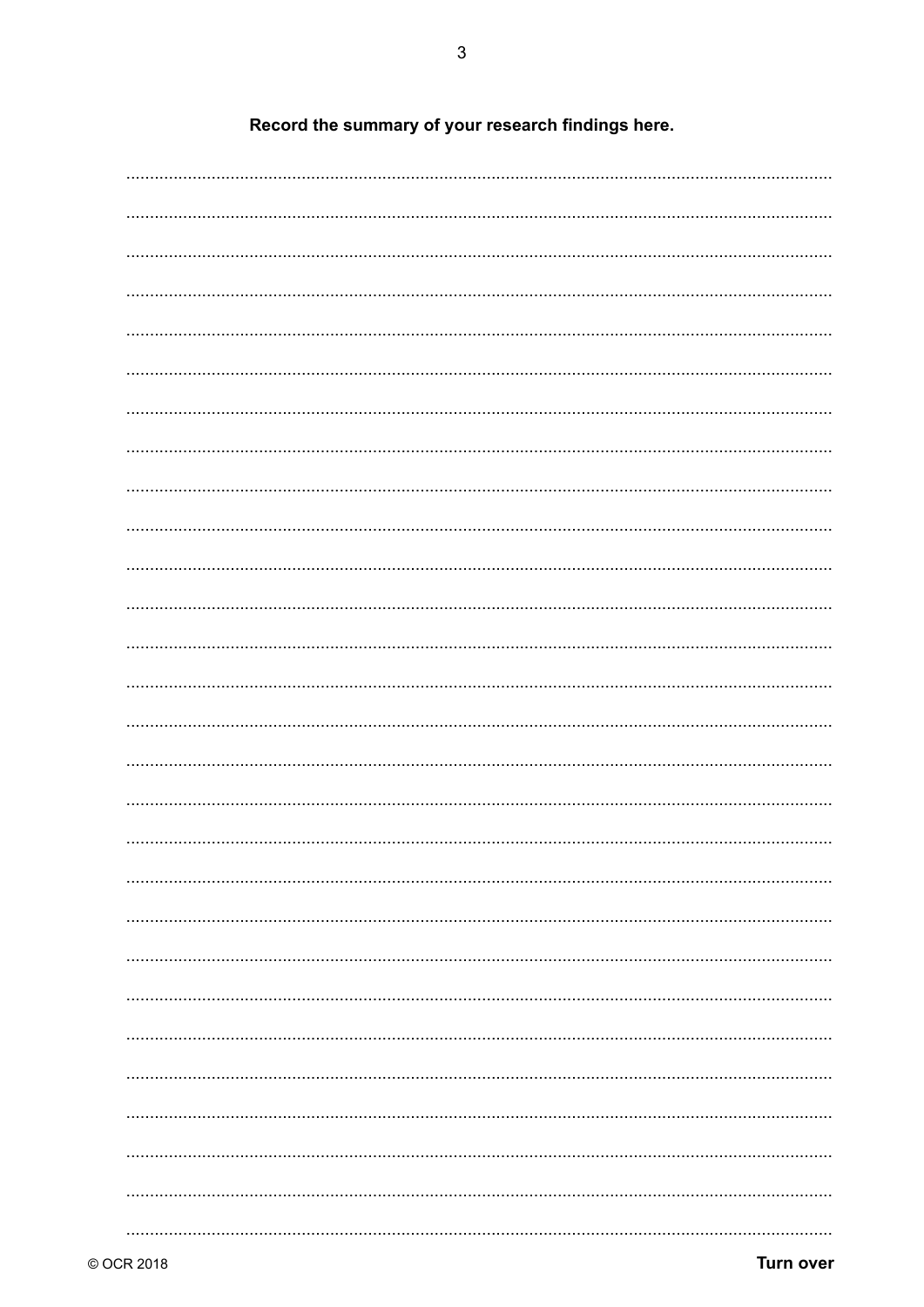**Record the summary of your research findings here.**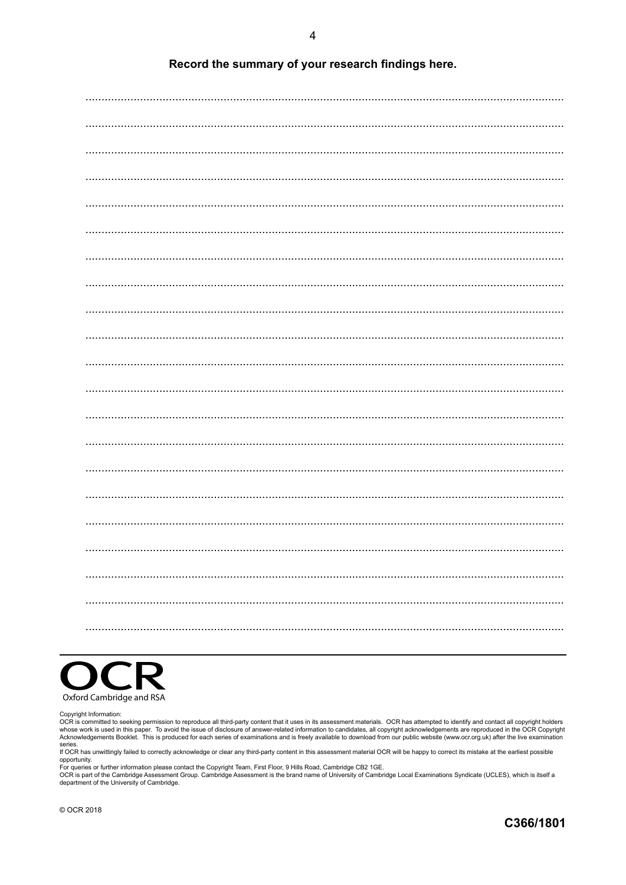**Record the summary of your research findings here.**

..................................................................................................................................................

..................................................................................................................................................

..................................................................................................................................................

..................................................................................................................................................

..................................................................................................................................................

..................................................................................................................................................

..................................................................................................................................................

..................................................................................................................................................

..................................................................................................................................................

..................................................................................................................................................

..................................................................................................................................................

..................................................................................................................................................

..................................................................................................................................................

..................................................................................................................................................

..................................................................................................................................................

..................................................................................................................................................

..................................................................................................................................................

..................................................................................................................................................

..................................................................................................................................................

..................................................................................................................................................

..................................................................................................................................................

OCR
Oxford Cambridge and RSA

Copyright Information:

OCR is committed to seeking permission to reproduce all third-party content that it uses in its assessment materials. OCR has attempted to identify and contact all copyright holders whose work is used in this paper. To avoid the issue of disclosure of answer-related information to candidates, all copyright acknowledgements are reproduced in the OCR Copyright Acknowledgements Booklet. This is produced for each series of examinations and is freely available to download from our public website (www.ocr.org.uk) after the live examination series.

If OCR has unwittingly failed to correctly acknowledge or clear any third-party content in this assessment material OCR will be happy to correct its mistake at the earliest possible opportunity.

For queries or further information please contact the Copyright Team, First Floor, 9 Hills Road, Cambridge CB2 1GE.

OCR is part of the Cambridge Assessment Group. Cambridge Assessment is the brand name of University of Cambridge Local Examinations Syndicate (UCLES), which is itself a department of the University of Cambridge.

© OCR 2018

C366/1801